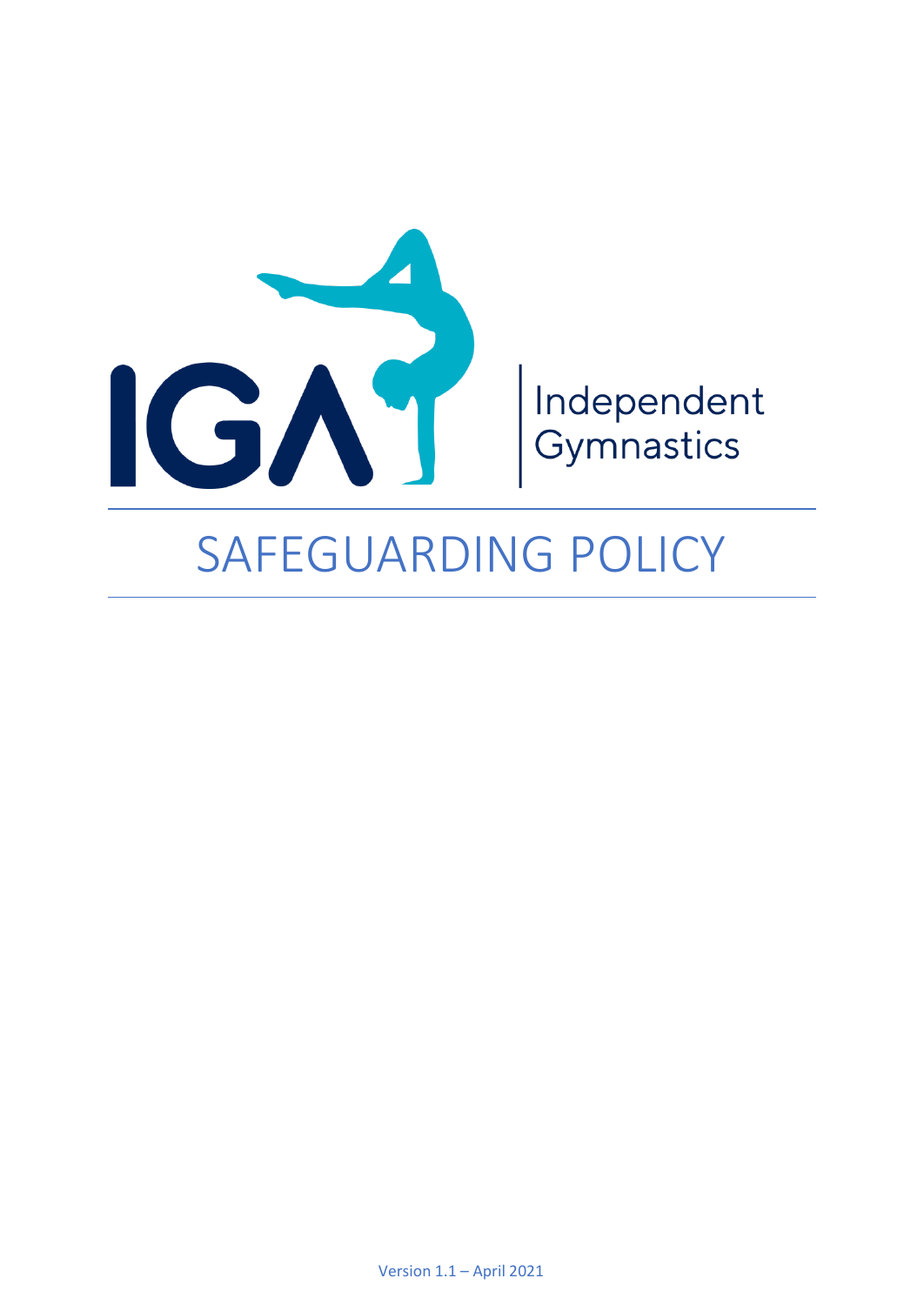IGA | Independent Gymnastics

# SAFEGUARDING POLICY

Version 1.1 – April 2021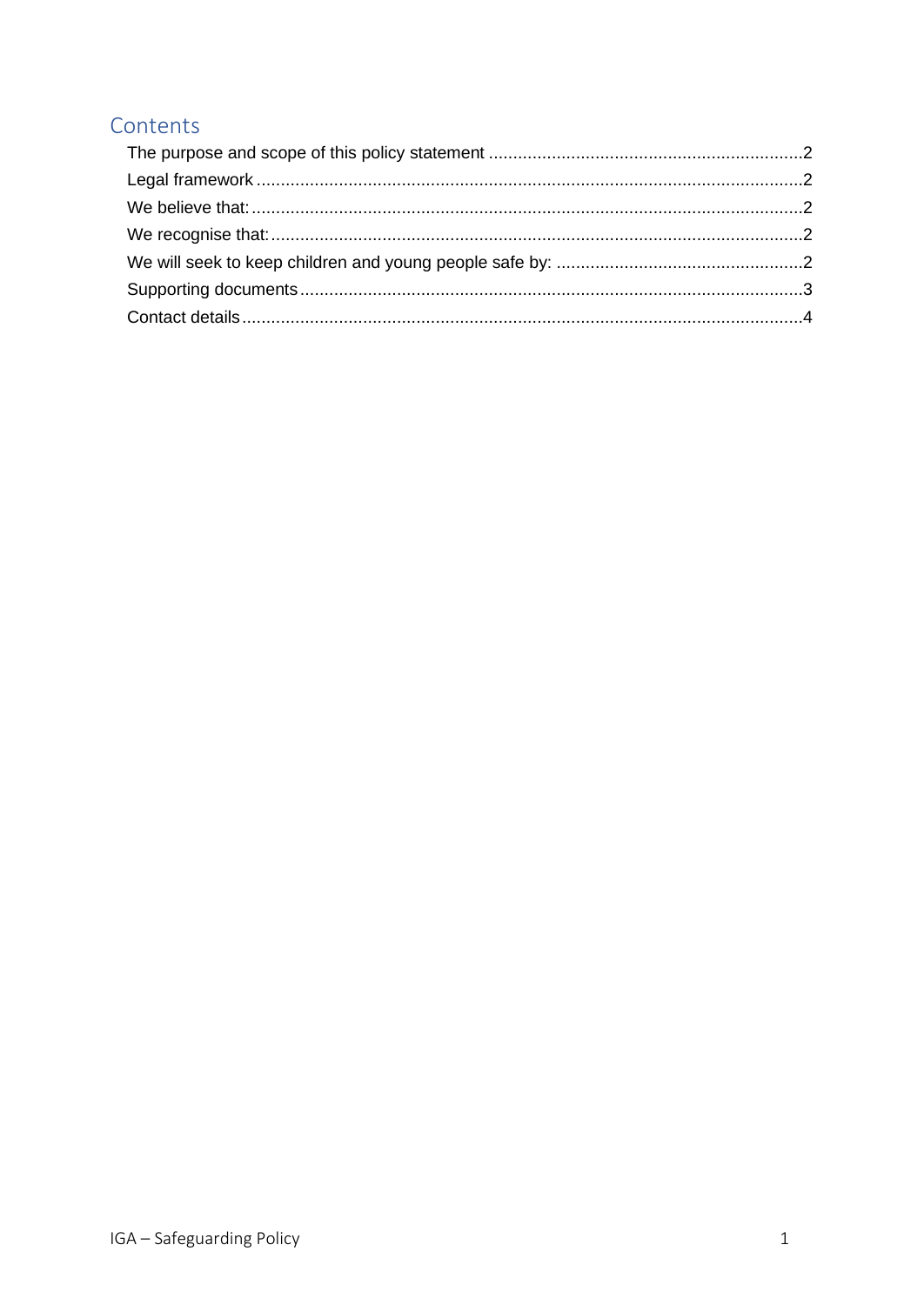## Contents

The purpose and scope of this policy statement ....... 2
Legal framework ....... 2
We believe that: ....... 2
We recognise that: ....... 2
We will seek to keep children and young people safe by: ....... 2
Supporting documents ....... 3
Contact details ....... 4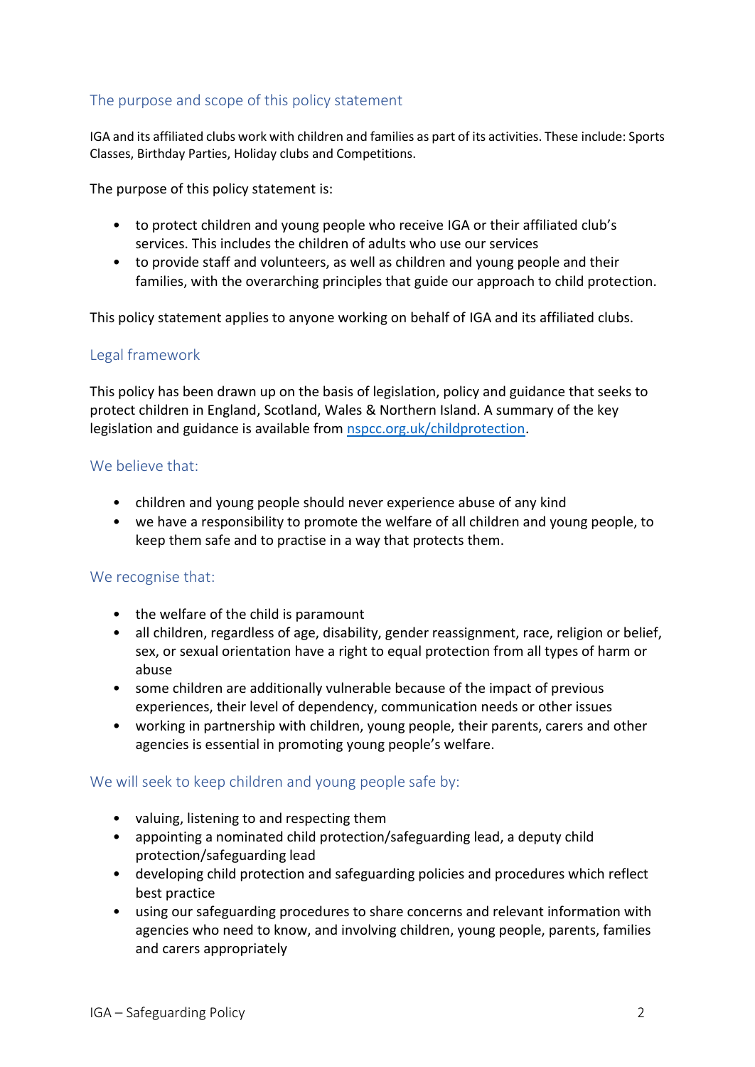## The purpose and scope of this policy statement

IGA and its affiliated clubs work with children and families as part of its activities. These include: Sports Classes, Birthday Parties, Holiday clubs and Competitions.

The purpose of this policy statement is:

- to protect children and young people who receive IGA or their affiliated club's services. This includes the children of adults who use our services
- to provide staff and volunteers, as well as children and young people and their families, with the overarching principles that guide our approach to child protection.

This policy statement applies to anyone working on behalf of IGA and its affiliated clubs.

## Legal framework

This policy has been drawn up on the basis of legislation, policy and guidance that seeks to protect children in England, Scotland, Wales & Northern Island. A summary of the key legislation and guidance is available from [nspcc.org.uk/childprotection](nspcc.org.uk/childprotection).

## We believe that:

- children and young people should never experience abuse of any kind
- we have a responsibility to promote the welfare of all children and young people, to keep them safe and to practise in a way that protects them.

## We recognise that:

- the welfare of the child is paramount
- all children, regardless of age, disability, gender reassignment, race, religion or belief, sex, or sexual orientation have a right to equal protection from all types of harm or abuse
- some children are additionally vulnerable because of the impact of previous experiences, their level of dependency, communication needs or other issues
- working in partnership with children, young people, their parents, carers and other agencies is essential in promoting young people's welfare.

## We will seek to keep children and young people safe by:

- valuing, listening to and respecting them
- appointing a nominated child protection/safeguarding lead, a deputy child protection/safeguarding lead
- developing child protection and safeguarding policies and procedures which reflect best practice
- using our safeguarding procedures to share concerns and relevant information with agencies who need to know, and involving children, young people, parents, families and carers appropriately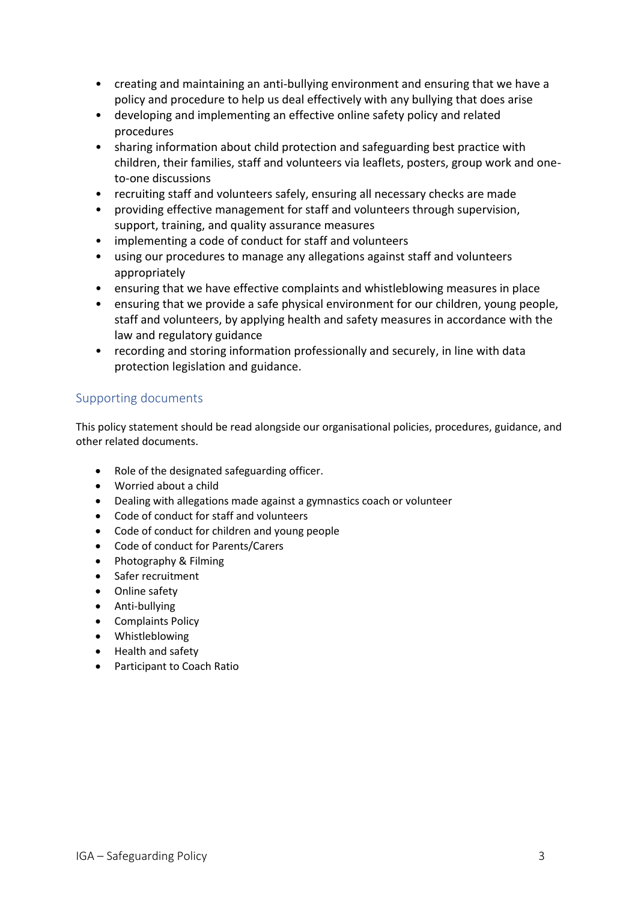- creating and maintaining an anti-bullying environment and ensuring that we have a policy and procedure to help us deal effectively with any bullying that does arise
- developing and implementing an effective online safety policy and related procedures
- sharing information about child protection and safeguarding best practice with children, their families, staff and volunteers via leaflets, posters, group work and one-to-one discussions
- recruiting staff and volunteers safely, ensuring all necessary checks are made
- providing effective management for staff and volunteers through supervision, support, training, and quality assurance measures
- implementing a code of conduct for staff and volunteers
- using our procedures to manage any allegations against staff and volunteers appropriately
- ensuring that we have effective complaints and whistleblowing measures in place
- ensuring that we provide a safe physical environment for our children, young people, staff and volunteers, by applying health and safety measures in accordance with the law and regulatory guidance
- recording and storing information professionally and securely, in line with data protection legislation and guidance.

## Supporting documents

This policy statement should be read alongside our organisational policies, procedures, guidance, and other related documents.

- Role of the designated safeguarding officer.
- Worried about a child
- Dealing with allegations made against a gymnastics coach or volunteer
- Code of conduct for staff and volunteers
- Code of conduct for children and young people
- Code of conduct for Parents/Carers
- Photography & Filming
- Safer recruitment
- Online safety
- Anti-bullying
- Complaints Policy
- Whistleblowing
- Health and safety
- Participant to Coach Ratio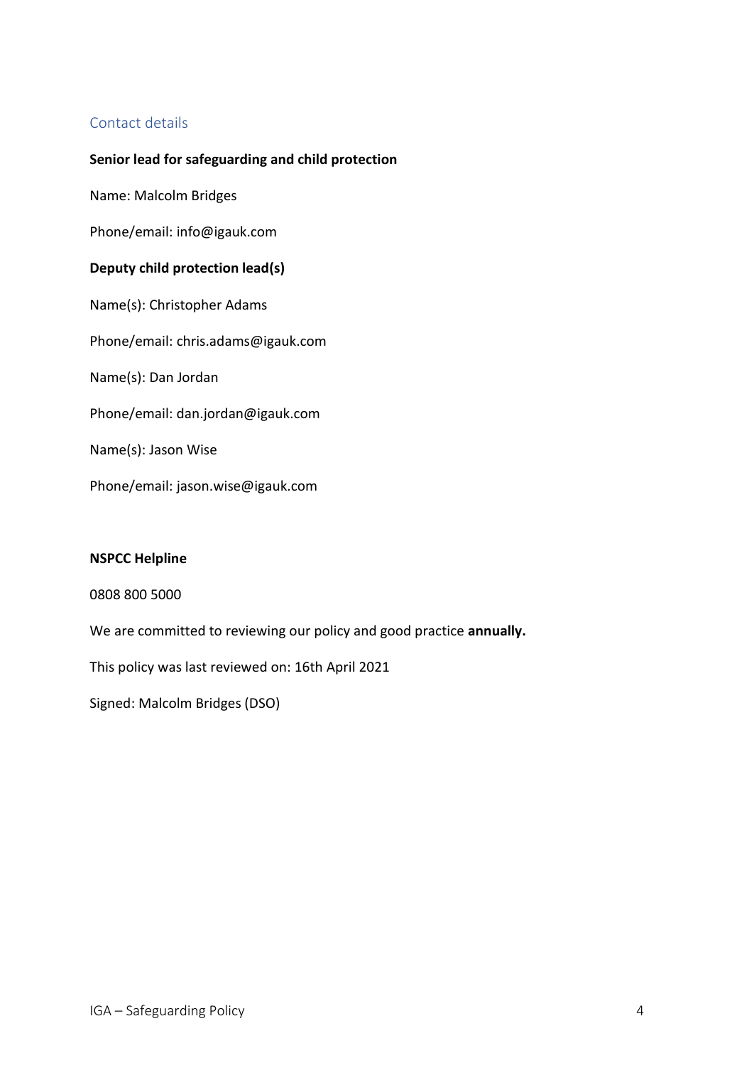## Contact details

**Senior lead for safeguarding and child protection**

Name: Malcolm Bridges

Phone/email: info@igauk.com

**Deputy child protection lead(s)**

Name(s): Christopher Adams

Phone/email: chris.adams@igauk.com

Name(s): Dan Jordan

Phone/email: dan.jordan@igauk.com

Name(s): Jason Wise

Phone/email: jason.wise@igauk.com

**NSPCC Helpline**

0808 800 5000

We are committed to reviewing our policy and good practice **annually.**

This policy was last reviewed on: 16th April 2021

Signed: Malcolm Bridges (DSO)